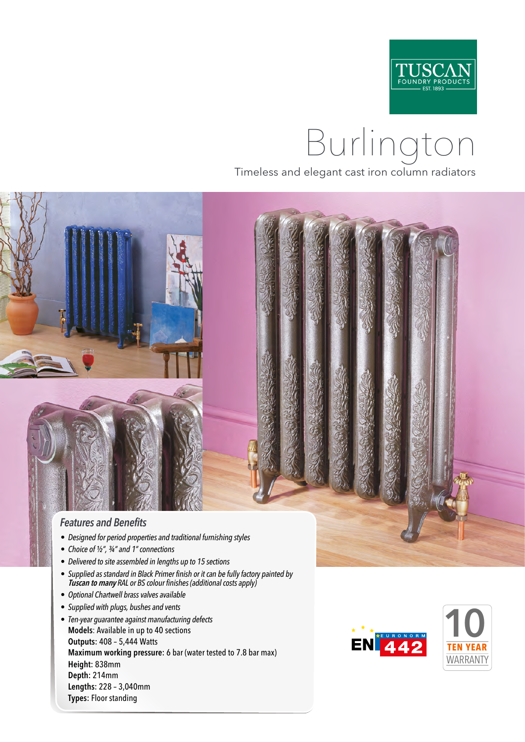TUSCAN
FOUNDRY PRODUCTS
EST. 1893

# Burlington

Timeless and elegant cast iron column radiators

## *Features and Benefits*

- *Designed for period properties and traditional furnishing styles*
- *Choice of ½", ¾" and 1" connections*
- *Delivered to site assembled in lengths up to 15 sections*
- *Supplied as standard in Black Primer finish or it can be fully factory painted by **Tuscan to many** RAL or BS colour finishes (additional costs apply)*
- *Optional Chartwell brass valves available*
- *Supplied with plugs, bushes and vents*
- *Ten-year guarantee against manufacturing defects*

**Models**: Available in up to 40 sections
**Outputs**: 408 – 5,444 Watts
**Maximum working pressure**: 6 bar (water tested to 7.8 bar max)
**Height**: 838mm
**Depth**: 214mm
**Lengths**: 228 – 3,040mm
**Types**: Floor standing

EN EURONORM 442

10 TEN YEAR WARRANTY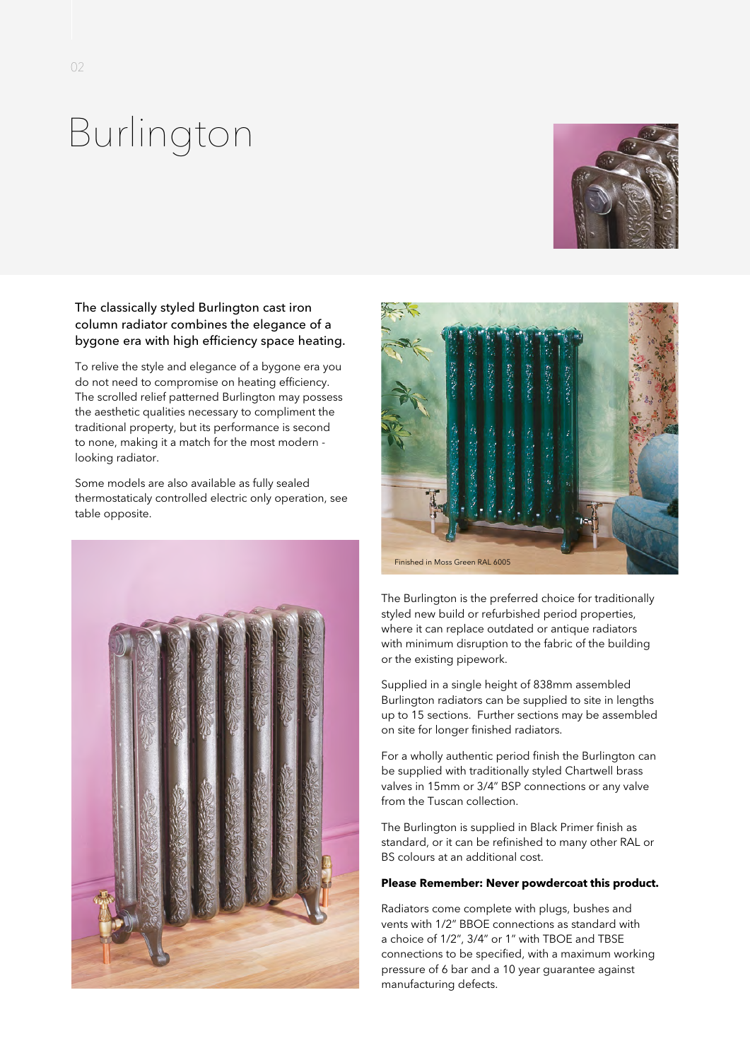# Burlington

**The classically styled Burlington cast iron column radiator combines the elegance of a bygone era with high efficiency space heating.**

To relive the style and elegance of a bygone era you do not need to compromise on heating efficiency. The scrolled relief patterned Burlington may possess the aesthetic qualities necessary to compliment the traditional property, but its performance is second to none, making it a match for the most modern - looking radiator.

Some models are also available as fully sealed thermostaticaly controlled electric only operation, see table opposite.

Finished in Moss Green RAL 6005

The Burlington is the preferred choice for traditionally styled new build or refurbished period properties, where it can replace outdated or antique radiators with minimum disruption to the fabric of the building or the existing pipework.

Supplied in a single height of 838mm assembled Burlington radiators can be supplied to site in lengths up to 15 sections. Further sections may be assembled on site for longer finished radiators.

For a wholly authentic period finish the Burlington can be supplied with traditionally styled Chartwell brass valves in 15mm or 3/4" BSP connections or any valve from the Tuscan collection.

The Burlington is supplied in Black Primer finish as standard, or it can be refinished to many other RAL or BS colours at an additional cost.

**Please Remember: Never powdercoat this product.**

Radiators come complete with plugs, bushes and vents with 1/2" BBOE connections as standard with a choice of 1/2", 3/4" or 1" with TBOE and TBSE connections to be specified, with a maximum working pressure of 6 bar and a 10 year guarantee against manufacturing defects.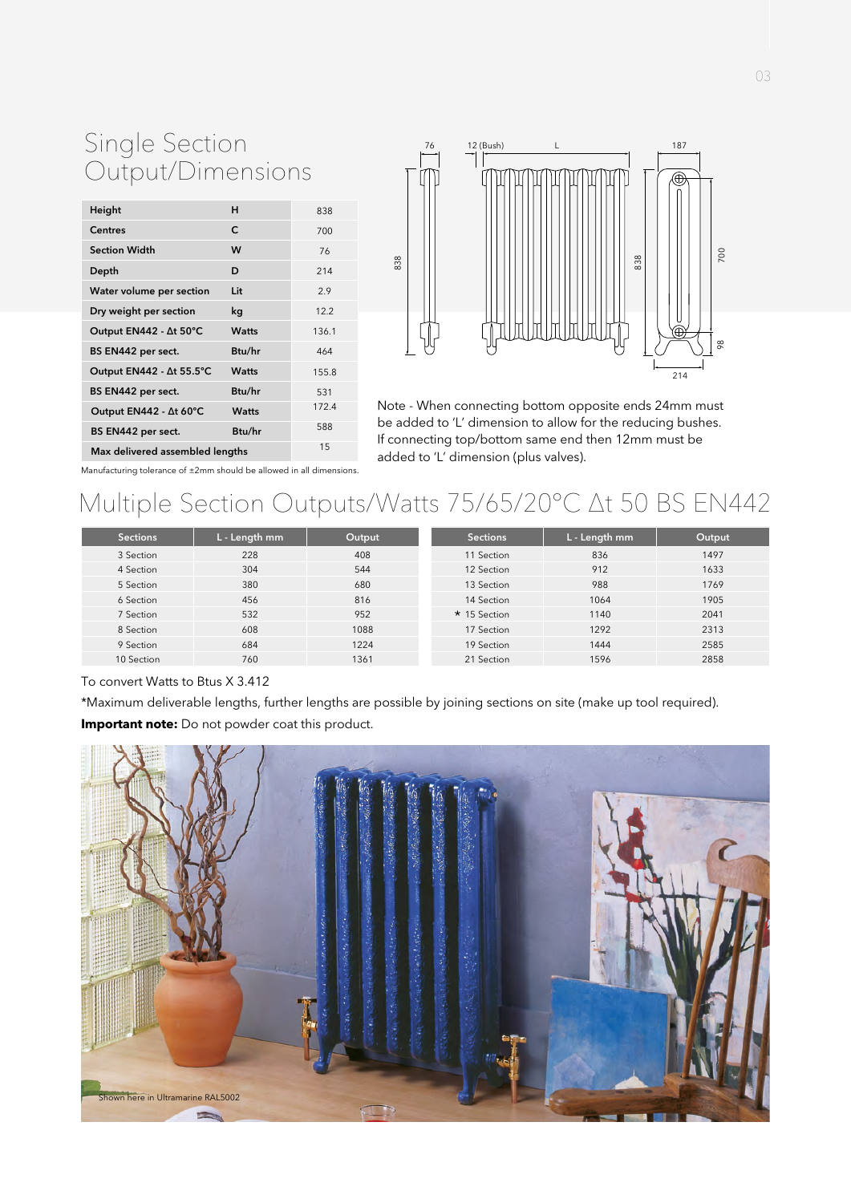# Single Section Output/Dimensions

| | | |
|---|---|---|
| **Height** | **H** | 838 |
| **Centres** | **C** | 700 |
| **Section Width** | **W** | 76 |
| **Depth** | **D** | 214 |
| **Water volume per section** | **Lit** | 2.9 |
| **Dry weight per section** | **kg** | 12.2 |
| **Output EN442 - Δt 50°C** | **Watts** | 136.1 |
| **BS EN442 per sect.** | **Btu/hr** | 464 |
| **Output EN442 - Δt 55.5°C** | **Watts** | 155.8 |
| **BS EN442 per sect.** | **Btu/hr** | 531 |
| **Output EN442 - Δt 60°C** | **Watts** | 172.4 |
| **BS EN442 per sect.** | **Btu/hr** | 588 |
| **Max delivered assembled lengths** | | 15 |

Manufacturing tolerance of ±2mm should be allowed in all dimensions.

76
12 (Bush)
L
187
838
838
700
98
214

Note - When connecting bottom opposite ends 24mm must be added to 'L' dimension to allow for the reducing bushes. If connecting top/bottom same end then 12mm must be added to 'L' dimension (plus valves).

# Multiple Section Outputs/Watts 75/65/20°C Δt 50 BS EN442

| Sections | L - Length mm | Output |
|---|---|---|
| 3 Section | 228 | 408 |
| 4 Section | 304 | 544 |
| 5 Section | 380 | 680 |
| 6 Section | 456 | 816 |
| 7 Section | 532 | 952 |
| 8 Section | 608 | 1088 |
| 9 Section | 684 | 1224 |
| 10 Section | 760 | 1361 |

| Sections | L - Length mm | Output |
|---|---|---|
| 11 Section | 836 | 1497 |
| 12 Section | 912 | 1633 |
| 13 Section | 988 | 1769 |
| 14 Section | 1064 | 1905 |
| * 15 Section | 1140 | 2041 |
| 17 Section | 1292 | 2313 |
| 19 Section | 1444 | 2585 |
| 21 Section | 1596 | 2858 |

To convert Watts to Btus X 3.412

*Maximum deliverable lengths, further lengths are possible by joining sections on site (make up tool required).

**Important note:** Do not powder coat this product.

Shown here in Ultramarine RAL5002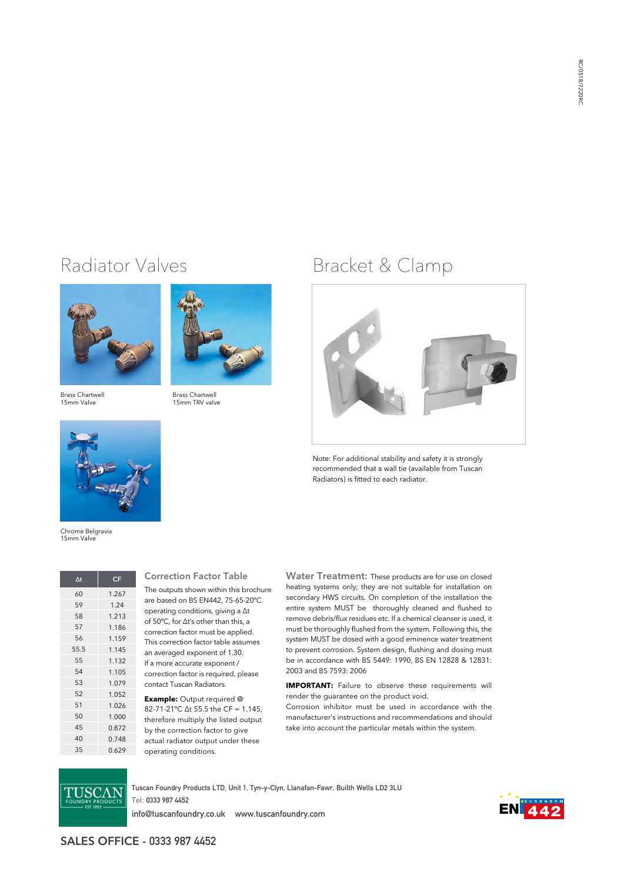# Radiator Valves

Brass Chartwell
15mm Valve

Brass Chartwell
15mm TRV valve

Chrome Belgravia
15mm Valve

# Bracket & Clamp

Note: For additional stability and safety it is strongly recommended that a wall tie (available from Tuscan Radiators) is fitted to each radiator.

| Δt | CF |
|---|---|
| 60 | 1.267 |
| 59 | 1.24 |
| 58 | 1.213 |
| 57 | 1.186 |
| 56 | 1.159 |
| 55.5 | 1.145 |
| 55 | 1.132 |
| 54 | 1.105 |
| 53 | 1.079 |
| 52 | 1.052 |
| 51 | 1.026 |
| 50 | 1.000 |
| 45 | 0.872 |
| 40 | 0.748 |
| 35 | 0.629 |

## Correction Factor Table

The outputs shown within this brochure are based on BS EN442, 75-65-20°C operating conditions, giving a Δt of 50°C, for Δt's other than this, a correction factor must be applied. This correction factor table assumes an averaged exponent of 1.30. If a more accurate exponent / correction factor is required, please contact Tuscan Radiators.

**Example:** Output required @ 82-71-21°C Δt 55.5 the CF = 1.145, therefore multiply the listed output by the correction factor to give actual radiator output under these operating conditions.

## Water Treatment:

These products are for use on closed heating systems only; they are not suitable for installation on secondary HWS circuits. On completion of the installation the entire system MUST be thoroughly cleaned and flushed to remove debris/flux residues etc. If a chemical cleanser is used, it must be thoroughly flushed from the system. Following this, the system MUST be dosed with a good eminence water treatment to prevent corrosion. System design, flushing and dosing must be in accordance with BS 5449: 1990, BS EN 12828 & 12831: 2003 and BS 7593: 2006

**IMPORTANT:** Failure to observe these requirements will render the guarantee on the product void.
Corrosion inhibitor must be used in accordance with the manufacturer's instructions and recommendations and should take into account the particular metals within the system.

TUSCAN FOUNDRY PRODUCTS EST. 1893

Tuscan Foundry Products LTD, Unit 1, Tyn-y-Clyn, Llanafan-Fawr, Builth Wells LD2 3LU
Tel: 0333 987 4452
info@tuscanfoundry.co.uk www.tuscanfoundry.com

EN 442 EURONORM

SALES OFFICE - 0333 987 4452